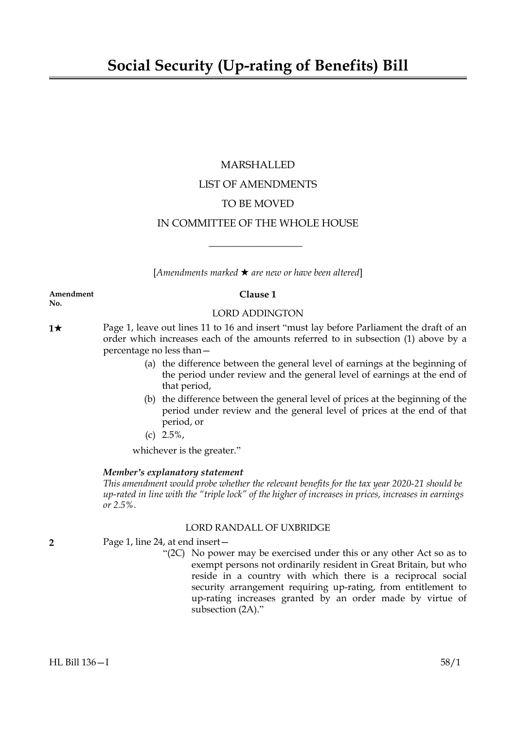# Social Security (Up-rating of Benefits) Bill

MARSHALLED

LIST OF AMENDMENTS

TO BE MOVED

IN COMMITTEE OF THE WHOLE HOUSE

---

[*Amendments marked ★ are new or have been altered*]

**Amendment No.**

**Clause 1**

LORD ADDINGTON

**1★** Page 1, leave out lines 11 to 16 and insert "must lay before Parliament the draft of an order which increases each of the amounts referred to in subsection (1) above by a percentage no less than—

(a) the difference between the general level of earnings at the beginning of the period under review and the general level of earnings at the end of that period,

(b) the difference between the general level of prices at the beginning of the period under review and the general level of prices at the end of that period, or

(c) 2.5%,

whichever is the greater."

***Member's explanatory statement***

*This amendment would probe whether the relevant benefits for the tax year 2020-21 should be up-rated in line with the "triple lock" of the higher of increases in prices, increases in earnings or 2.5%.*

LORD RANDALL OF UXBRIDGE

**2** Page 1, line 24, at end insert—

"(2C) No power may be exercised under this or any other Act so as to exempt persons not ordinarily resident in Great Britain, but who reside in a country with which there is a reciprocal social security arrangement requiring up-rating, from entitlement to up-rating increases granted by an order made by virtue of subsection (2A)."

HL Bill 136—I 58/1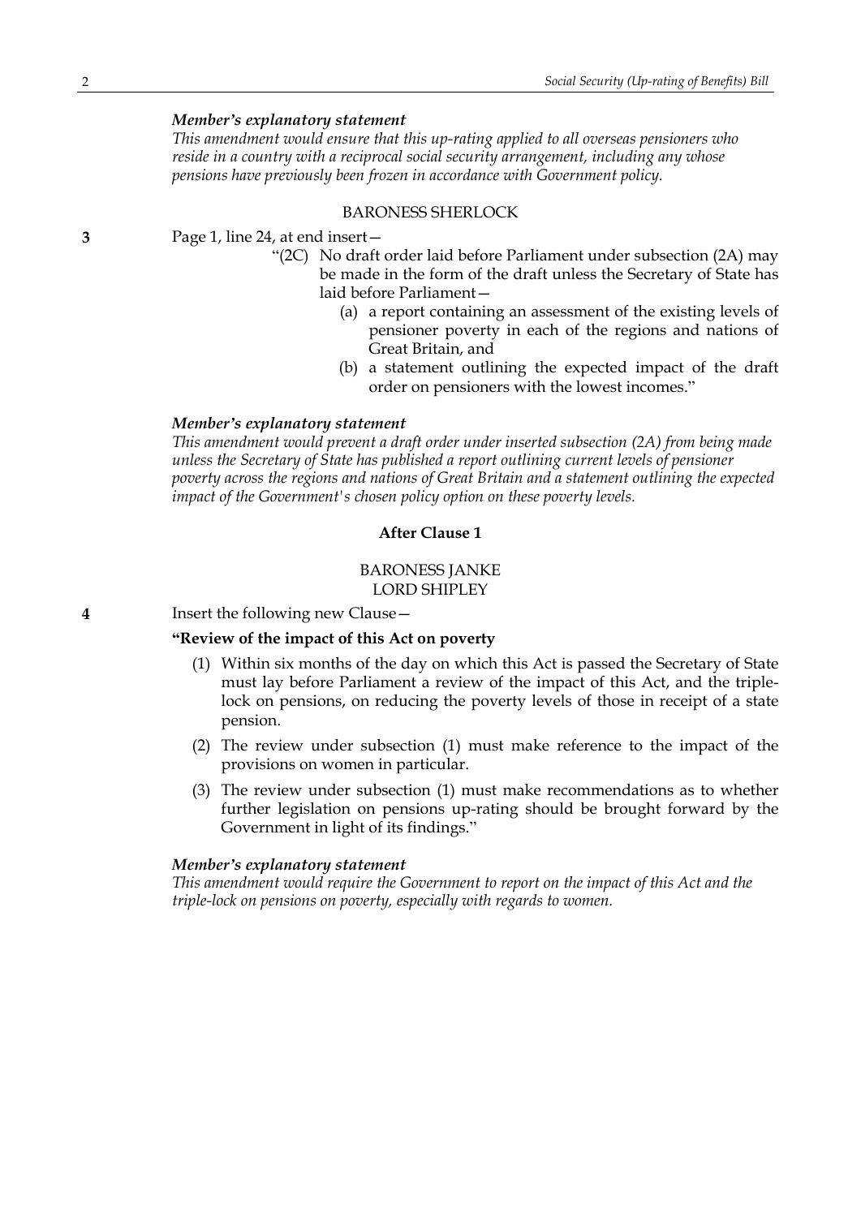*Member's explanatory statement*

*This amendment would ensure that this up-rating applied to all overseas pensioners who reside in a country with a reciprocal social security arrangement, including any whose pensions have previously been frozen in accordance with Government policy.*

BARONESS SHERLOCK

**3** Page 1, line 24, at end insert—

"(2C) No draft order laid before Parliament under subsection (2A) may be made in the form of the draft unless the Secretary of State has laid before Parliament—

(a) a report containing an assessment of the existing levels of pensioner poverty in each of the regions and nations of Great Britain, and

(b) a statement outlining the expected impact of the draft order on pensioners with the lowest incomes."

*Member's explanatory statement*

*This amendment would prevent a draft order under inserted subsection (2A) from being made unless the Secretary of State has published a report outlining current levels of pensioner poverty across the regions and nations of Great Britain and a statement outlining the expected impact of the Government's chosen policy option on these poverty levels.*

**After Clause 1**

BARONESS JANKE
LORD SHIPLEY

**4** Insert the following new Clause—

**"Review of the impact of this Act on poverty**

(1) Within six months of the day on which this Act is passed the Secretary of State must lay before Parliament a review of the impact of this Act, and the triple-lock on pensions, on reducing the poverty levels of those in receipt of a state pension.

(2) The review under subsection (1) must make reference to the impact of the provisions on women in particular.

(3) The review under subsection (1) must make recommendations as to whether further legislation on pensions up-rating should be brought forward by the Government in light of its findings."

*Member's explanatory statement*

*This amendment would require the Government to report on the impact of this Act and the triple-lock on pensions on poverty, especially with regards to women.*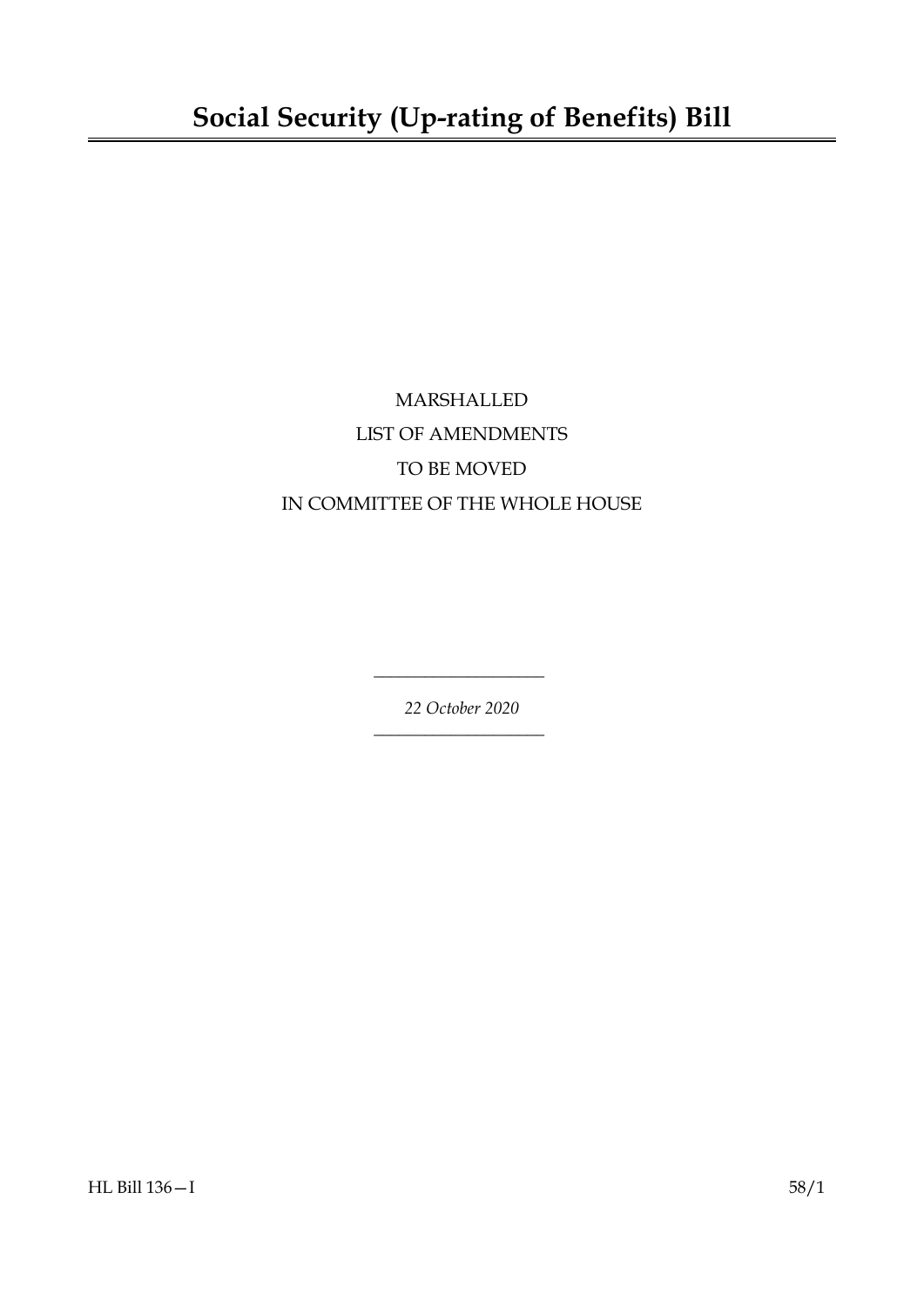# Social Security (Up-rating of Benefits) Bill

MARSHALLED

LIST OF AMENDMENTS

TO BE MOVED

IN COMMITTEE OF THE WHOLE HOUSE

---

*22 October 2020*

---

HL Bill 136—I

58/1